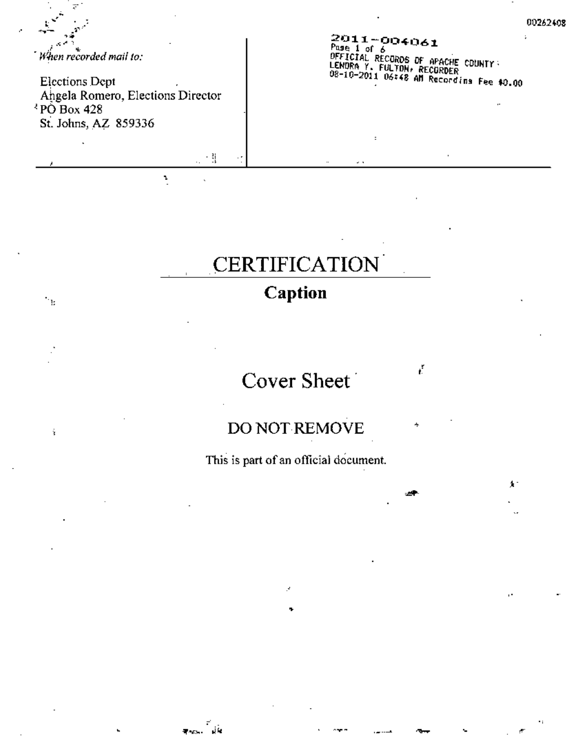00262408

*When recorded mail to:*

Elections Dept
Angela Romero, Elections Director
PO Box 428
St. Johns, AZ 859336

2011-004061
Page 1 of 6
OFFICIAL RECORDS OF APACHE COUNTY
LENORA Y. FULTON, RECORDER
08-10-2011 06:48 AM Recording Fee $0.00

# CERTIFICATION

## Caption

# Cover Sheet

## DO NOT REMOVE

This is part of an official document.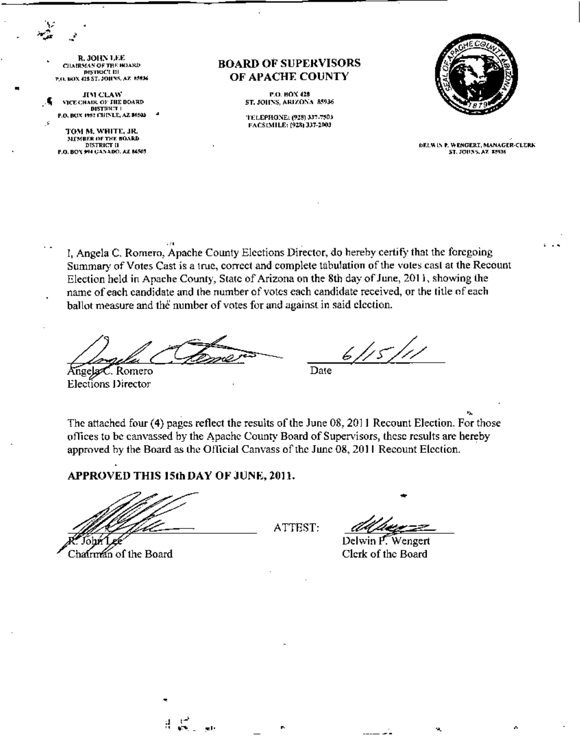R. JOHN LEE
CHAIRMAN OF THE BOARD
DISTRICT III
P.O. BOX 428 ST. JOHNS, AZ 85936

JIM CLAW
VICE CHAIR OF THE BOARD
DISTRICT I
P.O. BOX 1952 CHINLE, AZ 86503

TOM M. WHITE, JR.
MEMBER OF THE BOARD
DISTRICT II
P.O. BOX 994 GANADO, AZ 86505

## BOARD OF SUPERVISORS OF APACHE COUNTY

P.O. BOX 428
ST. JOHNS, ARIZONA 85936

TELEPHONE: (928) 337-7503
FACSIMILE: (928) 337-2003

DELWIN P. WENGERT, MANAGER-CLERK
ST. JOHNS, AZ 85936

I, Angela C. Romero, Apache County Elections Director, do hereby certify that the foregoing Summary of Votes Cast is a true, correct and complete tabulation of the votes cast at the Recount Election held in Apache County, State of Arizona on the 8th day of June, 2011, showing the name of each candidate and the number of votes each candidate received, or the title of each ballot measure and the number of votes for and against in said election.

Angela C. Romero
Elections Director

Date: 6/15/11

The attached four (4) pages reflect the results of the June 08, 2011 Recount Election. For those offices to be canvassed by the Apache County Board of Supervisors, these results are hereby approved by the Board as the Official Canvass of the June 08, 2011 Recount Election.

**APPROVED THIS 15th DAY OF JUNE, 2011.**

R. John Lee
Chairman of the Board

ATTEST:

Delwin P. Wengert
Clerk of the Board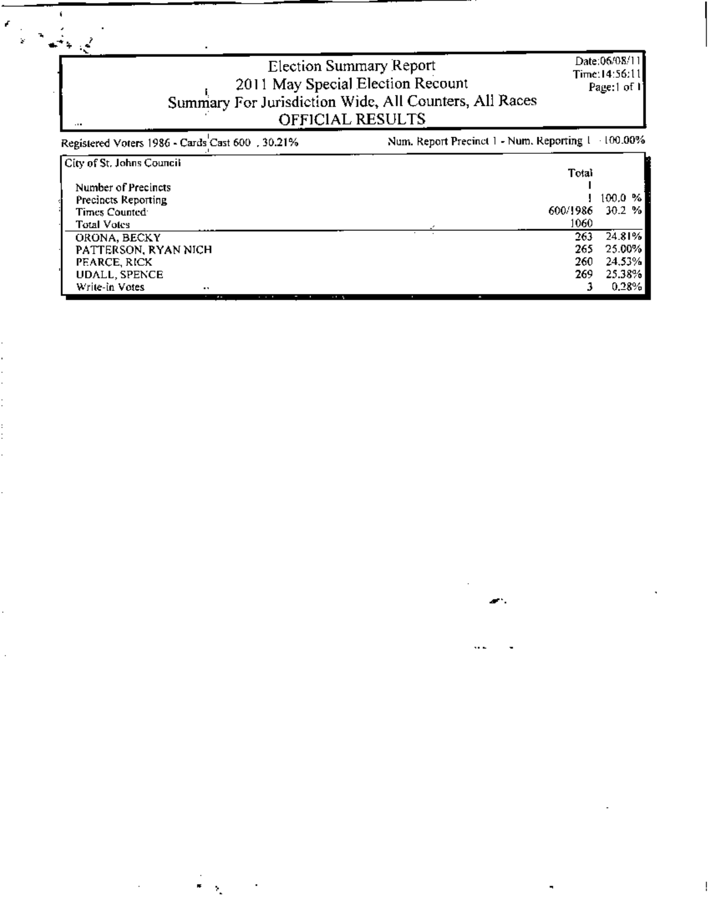# Election Summary Report

## 2011 May Special Election Recount

## Summary For Jurisdiction Wide, All Counters, All Races

## OFFICIAL RESULTS

Date:06/08/11
Time:14:56:11
Page:1 of 1

Registered Voters 1986 - Cards Cast 600 30.21%

Num. Report Precinct 1 - Num. Reporting 1 100.00%

| City of St. Johns Council | Total | |
|---|---|---|
| Number of Precincts | 1 | |
| Precincts Reporting | 1 | 100.0 % |
| Times Counted | 600/1986 | 30.2 % |
| Total Votes | 1060 | |
| ORONA, BECKY | 263 | 24.81% |
| PATTERSON, RYAN NICH | 265 | 25.00% |
| PEARCE, RICK | 260 | 24.53% |
| UDALL, SPENCE | 269 | 25.38% |
| Write-in Votes | 3 | 0.28% |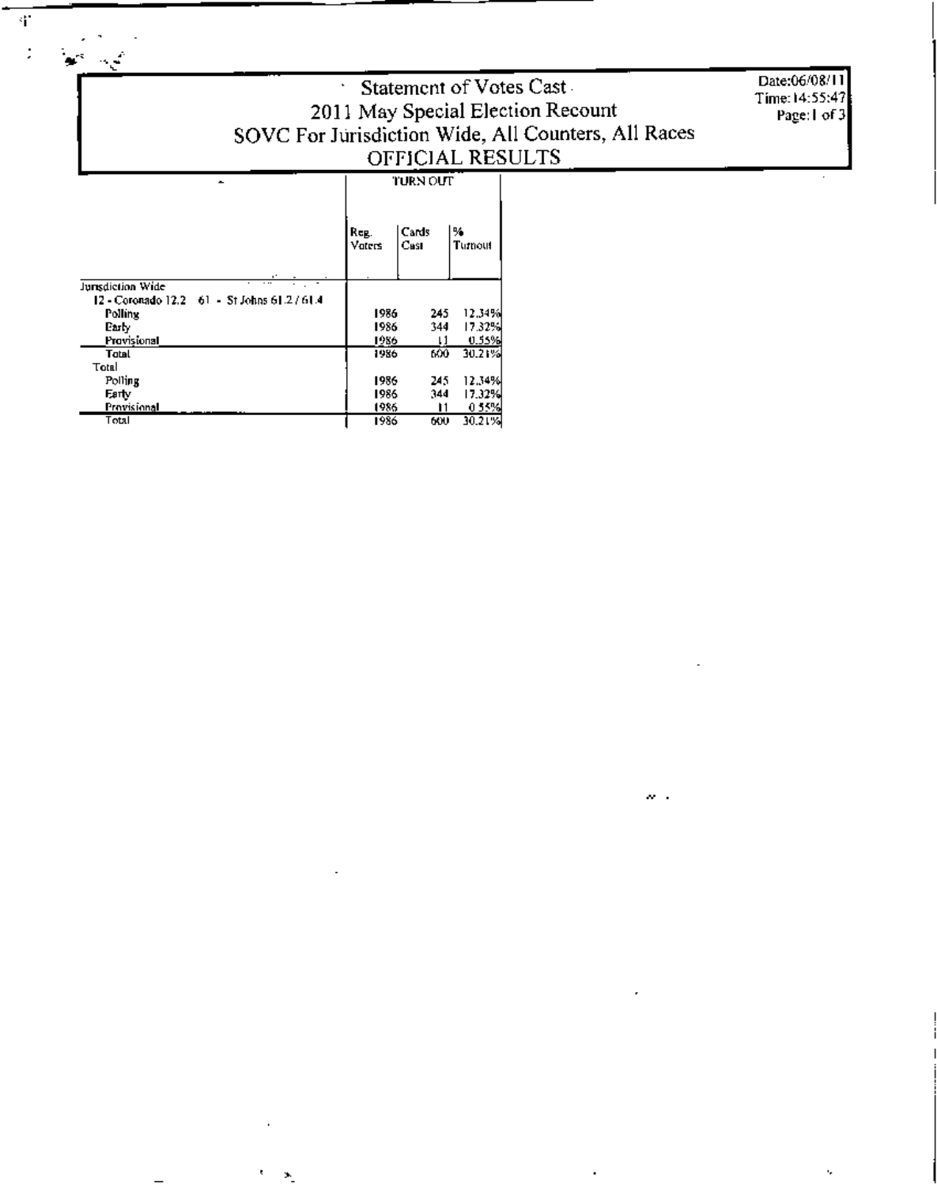# Statement of Votes Cast
## 2011 May Special Election Recount
## SOVC For Jurisdiction Wide, All Counters, All Races
## OFFICIAL RESULTS

Date:06/08/11
Time:14:55:47

| | TURN OUT | | |
|---|---|---|---|
| | Reg. Voters | Cards Cast | % Turnout |
| Jurisdiction Wide | | | |
| 12 - Coronado 12.2 61 - St Johns 61.2 / 61.4 | | | |
| Polling | 1986 | 245 | 12.34% |
| Early | 1986 | 344 | 17.32% |
| Provisional | 1986 | 11 | 0.55% |
| Total | 1986 | 600 | 30.21% |
| Total | | | |
| Polling | 1986 | 245 | 12.34% |
| Early | 1986 | 344 | 17.32% |
| Provisional | 1986 | 11 | 0.55% |
| Total | 1986 | 600 | 30.21% |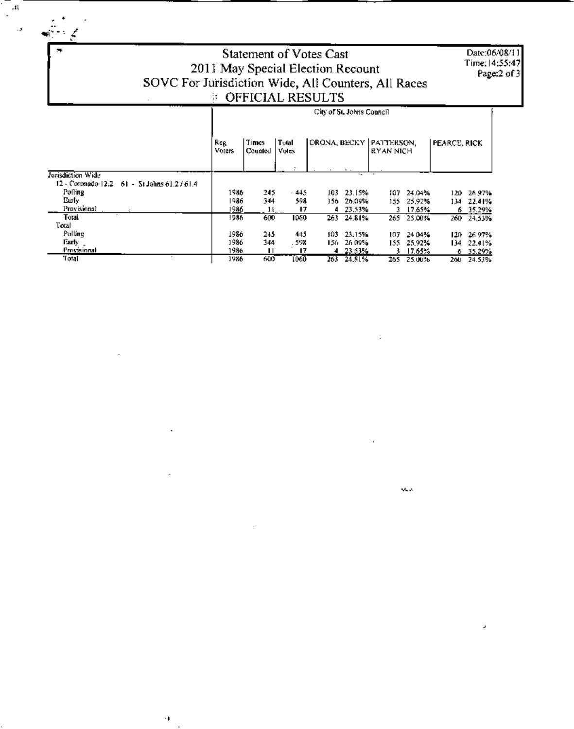# Statement of Votes Cast
## 2011 May Special Election Recount
## SOVC For Jurisdiction Wide, All Counters, All Races
## OFFICIAL RESULTS

Date:06/08/11
Time:14:55:47

| | City of St. Johns Council | | | | | | | | |
|---|---|---|---|---|---|---|---|---|---|
| | Reg Voters | Times Counted | Total Votes | ORONA, BECKY | | PATTERSON, RYAN NICH | | PEARCE, RICK | |
| Jurisdiction Wide | | | | | | | | | |
| 12 - Coronado 12.2 61 - St Johns 61.2 / 61.4 | | | | | | | | | |
| Polling | 1986 | 245 | 445 | 103 | 23.15% | 107 | 24.04% | 120 | 26.97% |
| Early | 1986 | 344 | 598 | 156 | 26.09% | 155 | 25.92% | 134 | 22.41% |
| Provisional | 1986 | 11 | 17 | 4 | 23.53% | 3 | 17.65% | 6 | 35.29% |
| Total | 1986 | 600 | 1060 | 263 | 24.81% | 265 | 25.00% | 260 | 24.53% |
| Total | | | | | | | | | |
| Polling | 1986 | 245 | 445 | 103 | 23.15% | 107 | 24.04% | 120 | 26.97% |
| Early | 1986 | 344 | 598 | 156 | 26.09% | 155 | 25.92% | 134 | 22.41% |
| Provisional | 1986 | 11 | 17 | 4 | 23.53% | 3 | 17.65% | 6 | 35.29% |
| Total | 1986 | 600 | 1060 | 263 | 24.81% | 265 | 25.00% | 260 | 24.53% |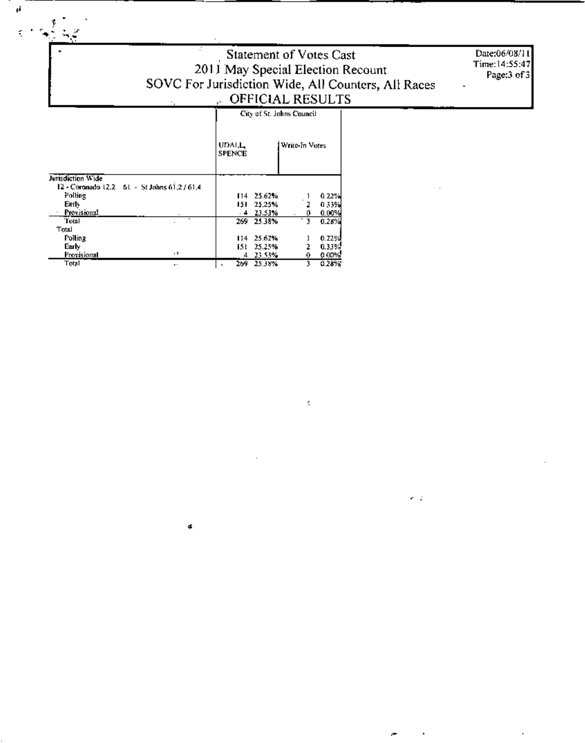# Statement of Votes Cast
## 2011 May Special Election Recount
## SOVC For Jurisdiction Wide, All Counters, All Races
## OFFICIAL RESULTS

Date:06/08/11
Time:14:55:47

| | City of St. Johns Council | | | |
|---|---|---|---|---|
| | UDALL, SPENCE | | Write-In Votes | |
| **Jurisdiction Wide** | | | | |
| 12 - Coronado 12.2 61 - St Johns 61.2 / 61.4 | | | | |
| Polling | 114 | 25.62% | 1 | 0.22% |
| Early | 151 | 25.25% | 2 | 0.33% |
| Provisional | 4 | 23.53% | 0 | 0.00% |
| Total | 269 | 25.38% | 3 | 0.28% |
| **Total** | | | | |
| Polling | 114 | 25.62% | 1 | 0.22% |
| Early | 151 | 25.25% | 2 | 0.33% |
| Provisional | 4 | 23.53% | 0 | 0.00% |
| Total | 269 | 25.38% | 3 | 0.28% |